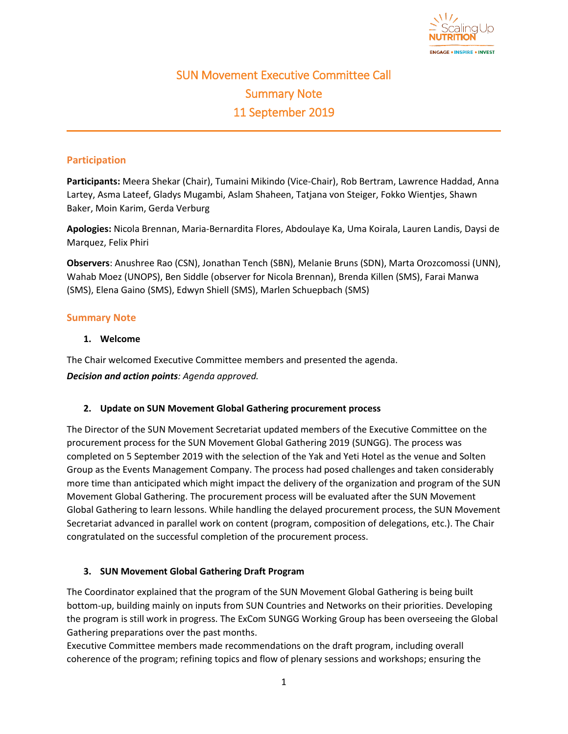# SUN Movement Executive Committee Call
## Summary Note
## 11 September 2019

### Participation

**Participants:** Meera Shekar (Chair), Tumaini Mikindo (Vice-Chair), Rob Bertram, Lawrence Haddad, Anna Lartey, Asma Lateef, Gladys Mugambi, Aslam Shaheen, Tatjana von Steiger, Fokko Wientjes, Shawn Baker, Moin Karim, Gerda Verburg

**Apologies:** Nicola Brennan, Maria-Bernardita Flores, Abdoulaye Ka, Uma Koirala, Lauren Landis, Daysi de Marquez, Felix Phiri

**Observers**: Anushree Rao (CSN), Jonathan Tench (SBN), Melanie Bruns (SDN), Marta Orozcomossi (UNN), Wahab Moez (UNOPS), Ben Siddle (observer for Nicola Brennan), Brenda Killen (SMS), Farai Manwa (SMS), Elena Gaino (SMS), Edwyn Shiell (SMS), Marlen Schuepbach (SMS)

### Summary Note

1. **Welcome**

The Chair welcomed Executive Committee members and presented the agenda.

***Decision and action points**: Agenda approved.*

2. **Update on SUN Movement Global Gathering procurement process**

The Director of the SUN Movement Secretariat updated members of the Executive Committee on the procurement process for the SUN Movement Global Gathering 2019 (SUNGG). The process was completed on 5 September 2019 with the selection of the Yak and Yeti Hotel as the venue and Solten Group as the Events Management Company. The process had posed challenges and taken considerably more time than anticipated which might impact the delivery of the organization and program of the SUN Movement Global Gathering. The procurement process will be evaluated after the SUN Movement Global Gathering to learn lessons. While handling the delayed procurement process, the SUN Movement Secretariat advanced in parallel work on content (program, composition of delegations, etc.). The Chair congratulated on the successful completion of the procurement process.

3. **SUN Movement Global Gathering Draft Program**

The Coordinator explained that the program of the SUN Movement Global Gathering is being built bottom-up, building mainly on inputs from SUN Countries and Networks on their priorities. Developing the program is still work in progress. The ExCom SUNGG Working Group has been overseeing the Global Gathering preparations over the past months.

Executive Committee members made recommendations on the draft program, including overall coherence of the program; refining topics and flow of plenary sessions and workshops; ensuring the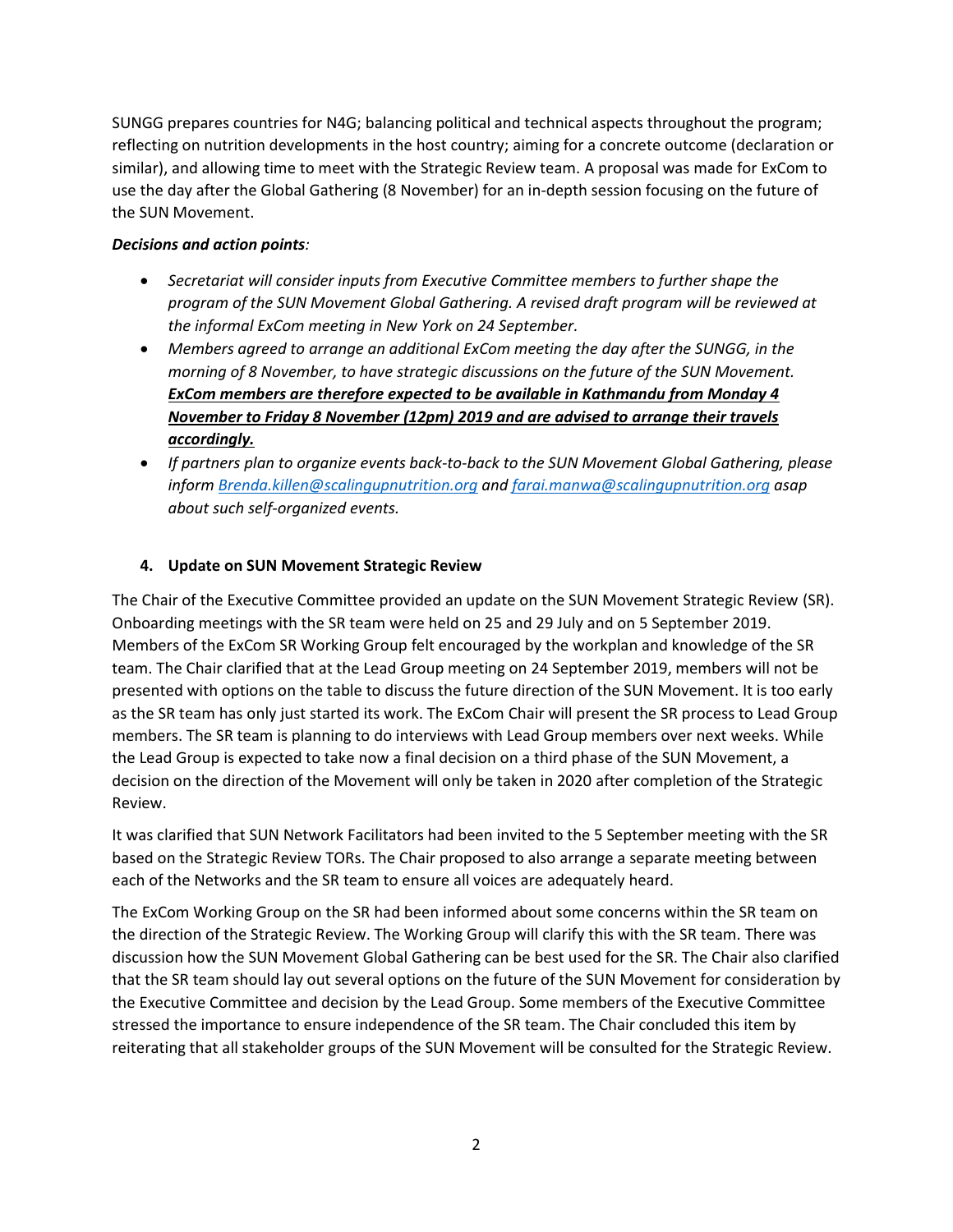SUNGG prepares countries for N4G; balancing political and technical aspects throughout the program; reflecting on nutrition developments in the host country; aiming for a concrete outcome (declaration or similar), and allowing time to meet with the Strategic Review team. A proposal was made for ExCom to use the day after the Global Gathering (8 November) for an in-depth session focusing on the future of the SUN Movement.

***Decisions and action points**:*

- *Secretariat will consider inputs from Executive Committee members to further shape the program of the SUN Movement Global Gathering. A revised draft program will be reviewed at the informal ExCom meeting in New York on 24 September.*
- *Members agreed to arrange an additional ExCom meeting the day after the SUNGG, in the morning of 8 November, to have strategic discussions on the future of the SUN Movement.* ***<u>ExCom members are therefore expected to be available in Kathmandu from Monday 4 November to Friday 8 November (12pm) 2019 and are advised to arrange their travels accordingly.</u>***
- *If partners plan to organize events back-to-back to the SUN Movement Global Gathering, please inform [Brenda.killen@scalingupnutrition.org](mailto:Brenda.killen@scalingupnutrition.org) and [farai.manwa@scalingupnutrition.org](mailto:farai.manwa@scalingupnutrition.org) asap about such self-organized events.*

#### 4. Update on SUN Movement Strategic Review

The Chair of the Executive Committee provided an update on the SUN Movement Strategic Review (SR). Onboarding meetings with the SR team were held on 25 and 29 July and on 5 September 2019. Members of the ExCom SR Working Group felt encouraged by the workplan and knowledge of the SR team. The Chair clarified that at the Lead Group meeting on 24 September 2019, members will not be presented with options on the table to discuss the future direction of the SUN Movement. It is too early as the SR team has only just started its work. The ExCom Chair will present the SR process to Lead Group members. The SR team is planning to do interviews with Lead Group members over next weeks. While the Lead Group is expected to take now a final decision on a third phase of the SUN Movement, a decision on the direction of the Movement will only be taken in 2020 after completion of the Strategic Review.

It was clarified that SUN Network Facilitators had been invited to the 5 September meeting with the SR based on the Strategic Review TORs. The Chair proposed to also arrange a separate meeting between each of the Networks and the SR team to ensure all voices are adequately heard.

The ExCom Working Group on the SR had been informed about some concerns within the SR team on the direction of the Strategic Review. The Working Group will clarify this with the SR team. There was discussion how the SUN Movement Global Gathering can be best used for the SR. The Chair also clarified that the SR team should lay out several options on the future of the SUN Movement for consideration by the Executive Committee and decision by the Lead Group. Some members of the Executive Committee stressed the importance to ensure independence of the SR team. The Chair concluded this item by reiterating that all stakeholder groups of the SUN Movement will be consulted for the Strategic Review.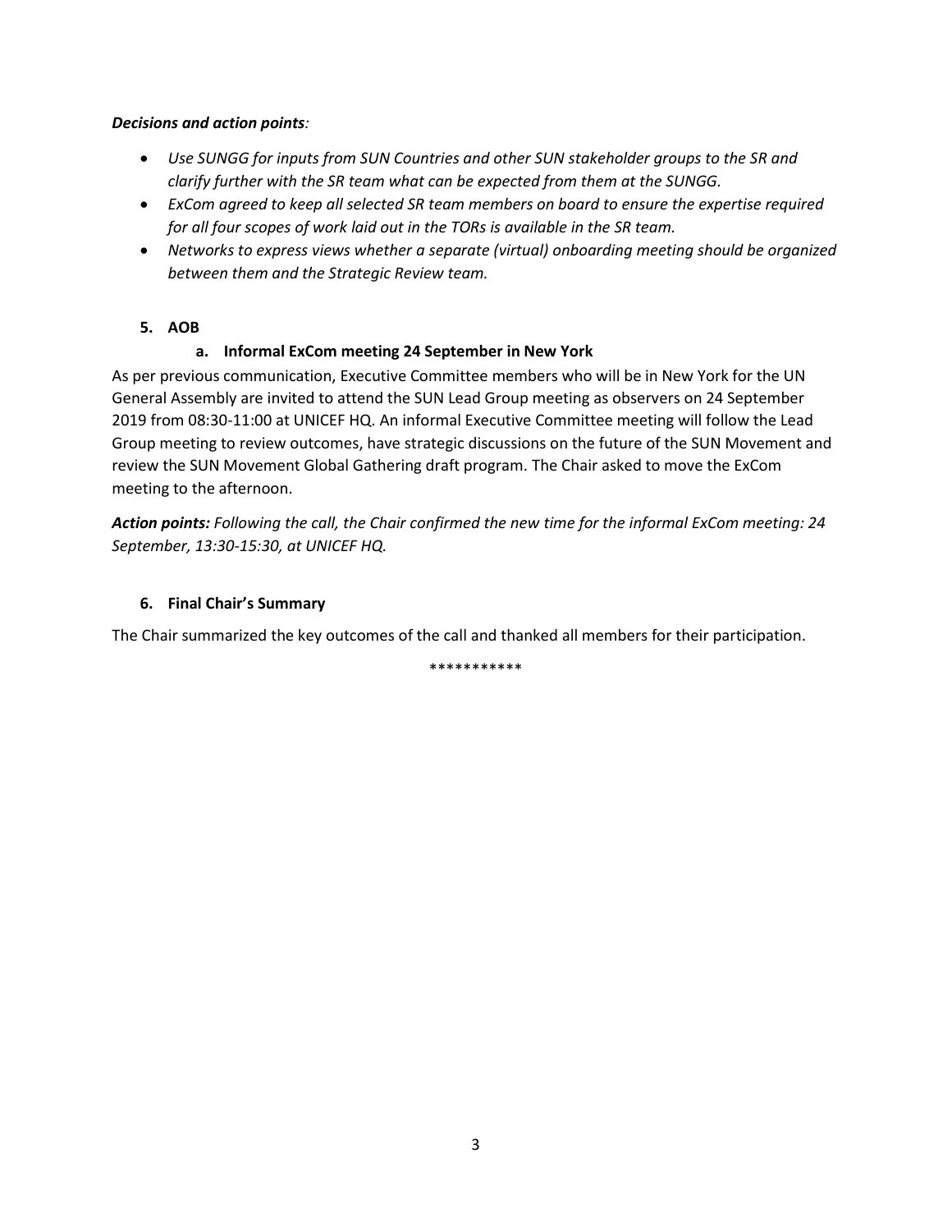***Decisions and action points**:*

- *Use SUNGG for inputs from SUN Countries and other SUN stakeholder groups to the SR and clarify further with the SR team what can be expected from them at the SUNGG.*
- *ExCom agreed to keep all selected SR team members on board to ensure the expertise required for all four scopes of work laid out in the TORs is available in the SR team.*
- *Networks to express views whether a separate (virtual) onboarding meeting should be organized between them and the Strategic Review team.*

**5. AOB**

**a. Informal ExCom meeting 24 September in New York**

As per previous communication, Executive Committee members who will be in New York for the UN General Assembly are invited to attend the SUN Lead Group meeting as observers on 24 September 2019 from 08:30-11:00 at UNICEF HQ. An informal Executive Committee meeting will follow the Lead Group meeting to review outcomes, have strategic discussions on the future of the SUN Movement and review the SUN Movement Global Gathering draft program. The Chair asked to move the ExCom meeting to the afternoon.

***Action points:*** *Following the call, the Chair confirmed the new time for the informal ExCom meeting: 24 September, 13:30-15:30, at UNICEF HQ.*

**6. Final Chair's Summary**

The Chair summarized the key outcomes of the call and thanked all members for their participation.

***********